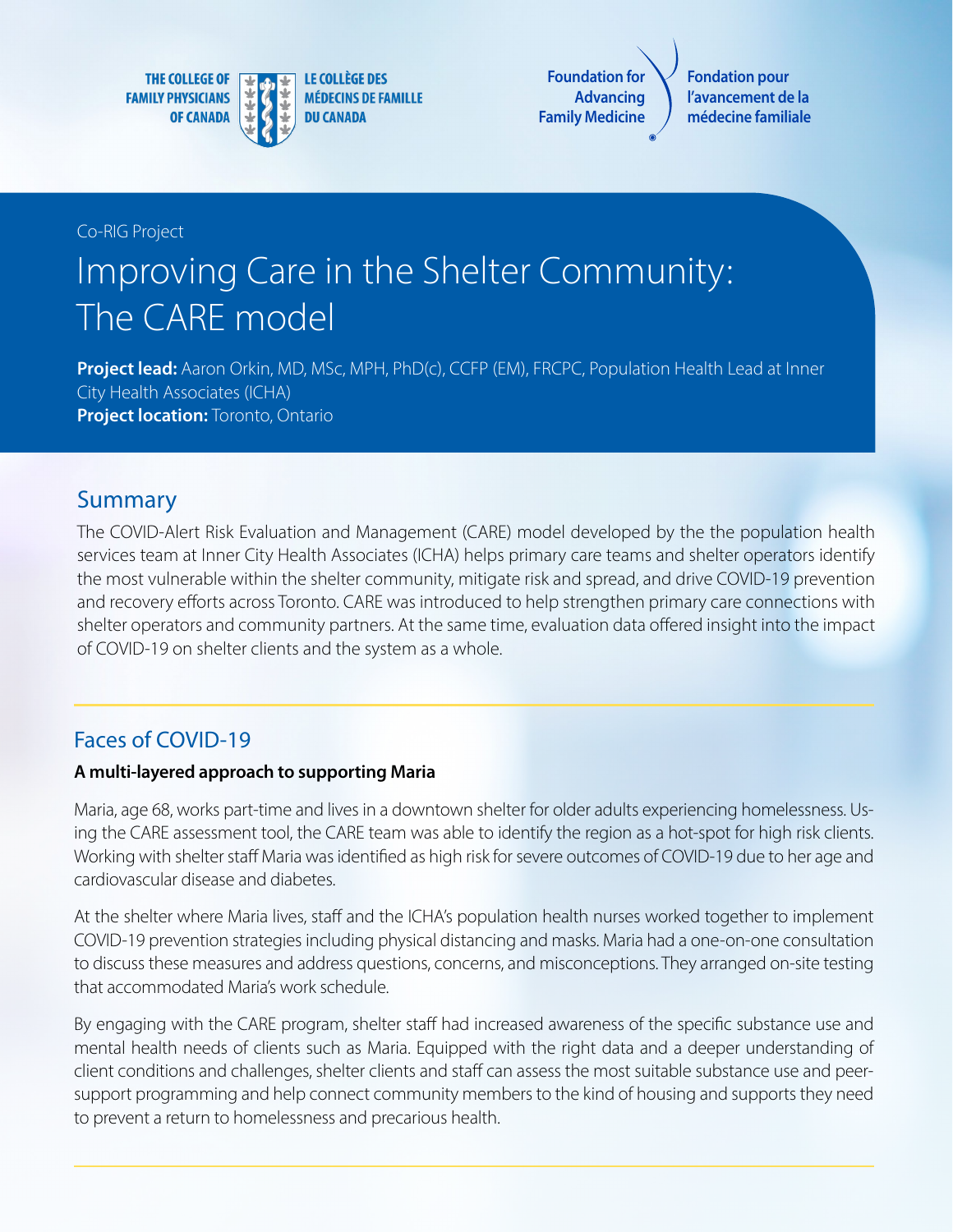THE COLLEGE OF FAMILY PHYSICIANS OF CANADA | LE COLLÈGE DES MÉDECINS DE FAMILLE DU CANADA

Foundation for Advancing Family Medicine | Fondation pour l'avancement de la médecine familiale

Co-RIG Project

# Improving Care in the Shelter Community: The CARE model

**Project lead:** Aaron Orkin, MD, MSc, MPH, PhD(c), CCFP (EM), FRCPC, Population Health Lead at Inner City Health Associates (ICHA)
**Project location:** Toronto, Ontario

## Summary

The COVID-Alert Risk Evaluation and Management (CARE) model developed by the the population health services team at Inner City Health Associates (ICHA) helps primary care teams and shelter operators identify the most vulnerable within the shelter community, mitigate risk and spread, and drive COVID-19 prevention and recovery efforts across Toronto. CARE was introduced to help strengthen primary care connections with shelter operators and community partners. At the same time, evaluation data offered insight into the impact of COVID-19 on shelter clients and the system as a whole.

## Faces of COVID-19

**A multi-layered approach to supporting Maria**

Maria, age 68, works part-time and lives in a downtown shelter for older adults experiencing homelessness. Using the CARE assessment tool, the CARE team was able to identify the region as a hot-spot for high risk clients. Working with shelter staff Maria was identified as high risk for severe outcomes of COVID-19 due to her age and cardiovascular disease and diabetes.

At the shelter where Maria lives, staff and the ICHA's population health nurses worked together to implement COVID-19 prevention strategies including physical distancing and masks. Maria had a one-on-one consultation to discuss these measures and address questions, concerns, and misconceptions. They arranged on-site testing that accommodated Maria's work schedule.

By engaging with the CARE program, shelter staff had increased awareness of the specific substance use and mental health needs of clients such as Maria. Equipped with the right data and a deeper understanding of client conditions and challenges, shelter clients and staff can assess the most suitable substance use and peer-support programming and help connect community members to the kind of housing and supports they need to prevent a return to homelessness and precarious health.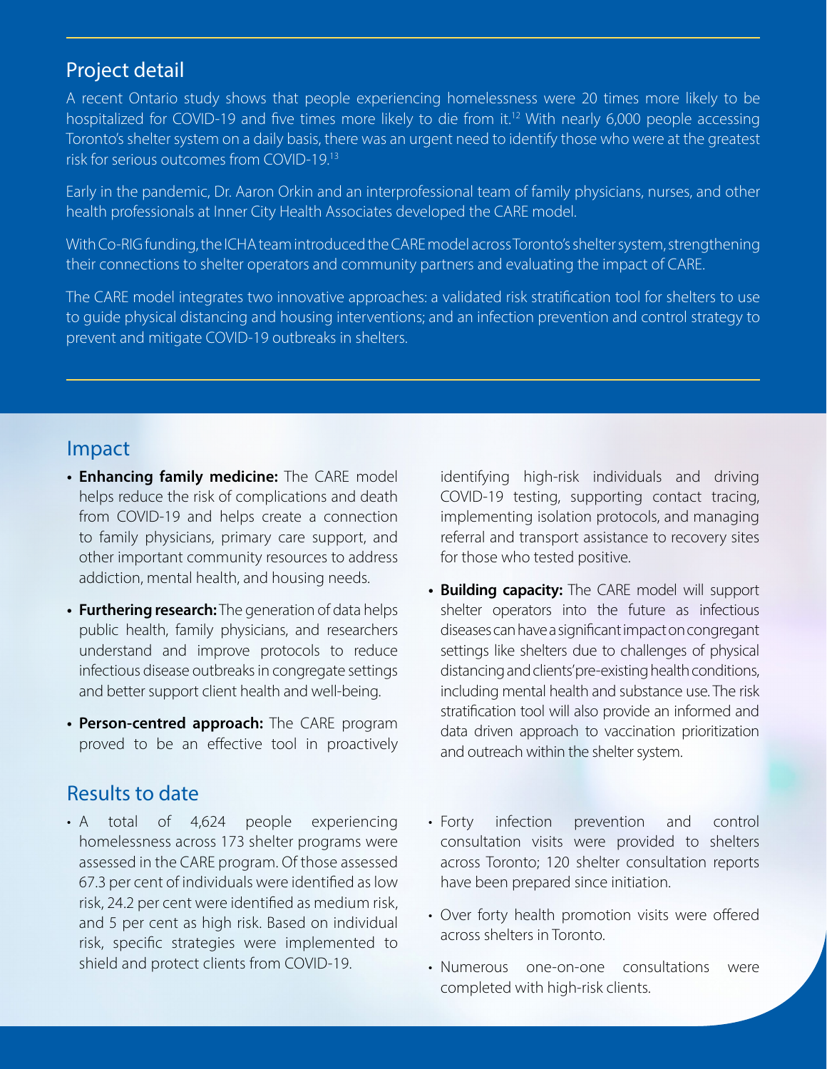## Project detail

A recent Ontario study shows that people experiencing homelessness were 20 times more likely to be hospitalized for COVID-19 and five times more likely to die from it.[12] With nearly 6,000 people accessing Toronto's shelter system on a daily basis, there was an urgent need to identify those who were at the greatest risk for serious outcomes from COVID-19.[13]

Early in the pandemic, Dr. Aaron Orkin and an interprofessional team of family physicians, nurses, and other health professionals at Inner City Health Associates developed the CARE model.

With Co-RIG funding, the ICHA team introduced the CARE model across Toronto's shelter system, strengthening their connections to shelter operators and community partners and evaluating the impact of CARE.

The CARE model integrates two innovative approaches: a validated risk stratification tool for shelters to use to guide physical distancing and housing interventions; and an infection prevention and control strategy to prevent and mitigate COVID-19 outbreaks in shelters.

## Impact

- **Enhancing family medicine:** The CARE model helps reduce the risk of complications and death from COVID-19 and helps create a connection to family physicians, primary care support, and other important community resources to address addiction, mental health, and housing needs.
- **Furthering research:** The generation of data helps public health, family physicians, and researchers understand and improve protocols to reduce infectious disease outbreaks in congregate settings and better support client health and well-being.
- **Person-centred approach:** The CARE program proved to be an effective tool in proactively identifying high-risk individuals and driving COVID-19 testing, supporting contact tracing, implementing isolation protocols, and managing referral and transport assistance to recovery sites for those who tested positive.
- **Building capacity:** The CARE model will support shelter operators into the future as infectious diseases can have a significant impact on congregant settings like shelters due to challenges of physical distancing and clients' pre-existing health conditions, including mental health and substance use. The risk stratification tool will also provide an informed and data driven approach to vaccination prioritization and outreach within the shelter system.

## Results to date

- A total of 4,624 people experiencing homelessness across 173 shelter programs were assessed in the CARE program. Of those assessed 67.3 per cent of individuals were identified as low risk, 24.2 per cent were identified as medium risk, and 5 per cent as high risk. Based on individual risk, specific strategies were implemented to shield and protect clients from COVID-19.
- Forty infection prevention and control consultation visits were provided to shelters across Toronto; 120 shelter consultation reports have been prepared since initiation.
- Over forty health promotion visits were offered across shelters in Toronto.
- Numerous one-on-one consultations were completed with high-risk clients.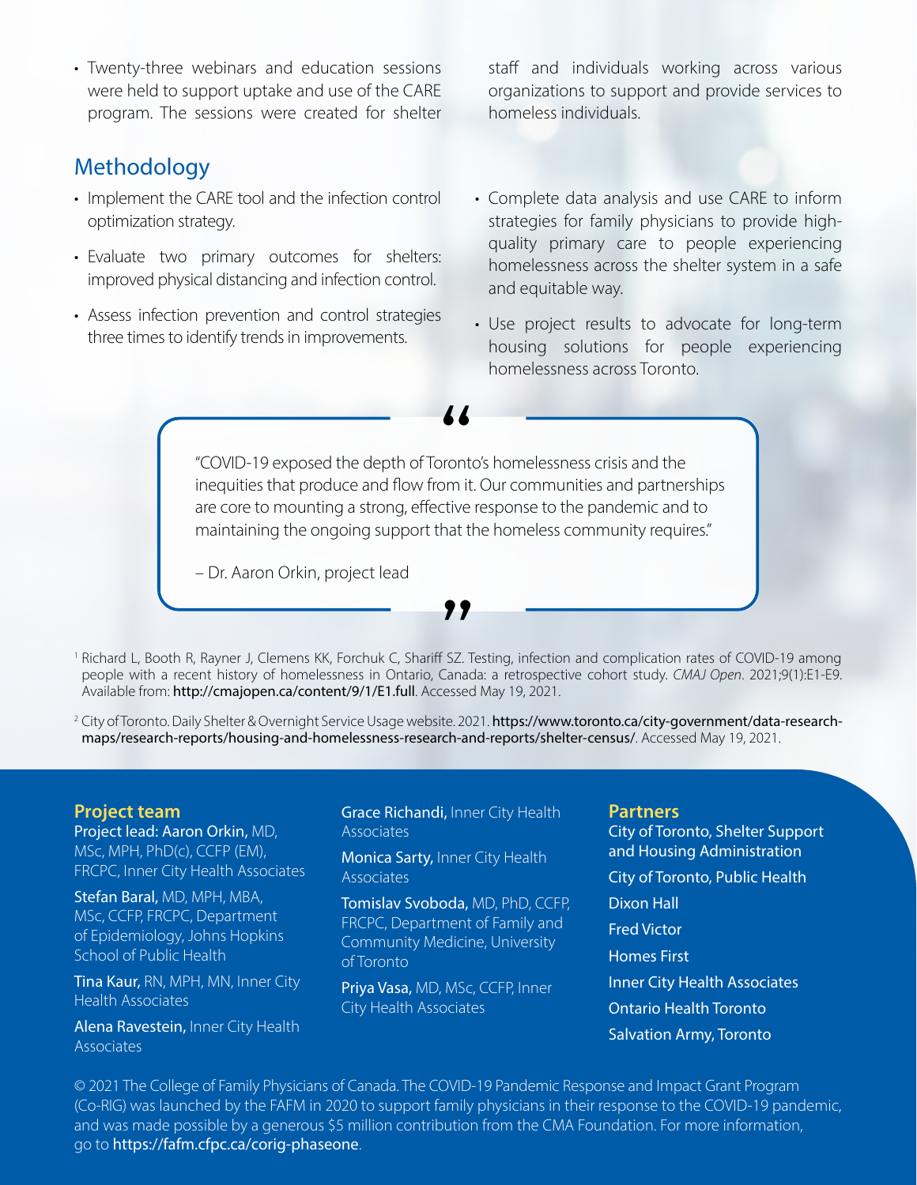- Twenty-three webinars and education sessions were held to support uptake and use of the CARE program. The sessions were created for shelter staff and individuals working across various organizations to support and provide services to homeless individuals.

## Methodology

- Implement the CARE tool and the infection control optimization strategy.
- Evaluate two primary outcomes for shelters: improved physical distancing and infection control.
- Assess infection prevention and control strategies three times to identify trends in improvements.
- Complete data analysis and use CARE to inform strategies for family physicians to provide high-quality primary care to people experiencing homelessness across the shelter system in a safe and equitable way.
- Use project results to advocate for long-term housing solutions for people experiencing homelessness across Toronto.

> "COVID-19 exposed the depth of Toronto's homelessness crisis and the inequities that produce and flow from it. Our communities and partnerships are core to mounting a strong, effective response to the pandemic and to maintaining the ongoing support that the homeless community requires."
>
> – Dr. Aaron Orkin, project lead

[1] Richard L, Booth R, Rayner J, Clemens KK, Forchuk C, Shariff SZ. Testing, infection and complication rates of COVID-19 among people with a recent history of homelessness in Ontario, Canada: a retrospective cohort study. *CMAJ Open*. 2021;9(1):E1-E9. Available from: **http://cmajopen.ca/content/9/1/E1.full**. Accessed May 19, 2021.

[2] City of Toronto. Daily Shelter & Overnight Service Usage website. 2021. **https://www.toronto.ca/city-government/data-research-maps/research-reports/housing-and-homelessness-research-and-reports/shelter-census/**. Accessed May 19, 2021.

### Project team

**Project lead: Aaron Orkin,** MD, MSc, MPH, PhD(c), CCFP (EM), FRCPC, Inner City Health Associates

**Stefan Baral,** MD, MPH, MBA, MSc, CCFP, FRCPC, Department of Epidemiology, Johns Hopkins School of Public Health

**Tina Kaur,** RN, MPH, MN, Inner City Health Associates

**Alena Ravestein,** Inner City Health Associates

**Grace Richandi,** Inner City Health Associates

**Monica Sarty,** Inner City Health Associates

**Tomislav Svoboda,** MD, PhD, CCFP, FRCPC, Department of Family and Community Medicine, University of Toronto

**Priya Vasa,** MD, MSc, CCFP, Inner City Health Associates

### Partners

City of Toronto, Shelter Support and Housing Administration

City of Toronto, Public Health

Dixon Hall

Fred Victor

Homes First

Inner City Health Associates

Ontario Health Toronto

Salvation Army, Toronto

© 2021 The College of Family Physicians of Canada. The COVID-19 Pandemic Response and Impact Grant Program (Co-RIG) was launched by the FAFM in 2020 to support family physicians in their response to the COVID-19 pandemic, and was made possible by a generous $5 million contribution from the CMA Foundation. For more information, go to **https://fafm.cfpc.ca/corig-phaseone**.